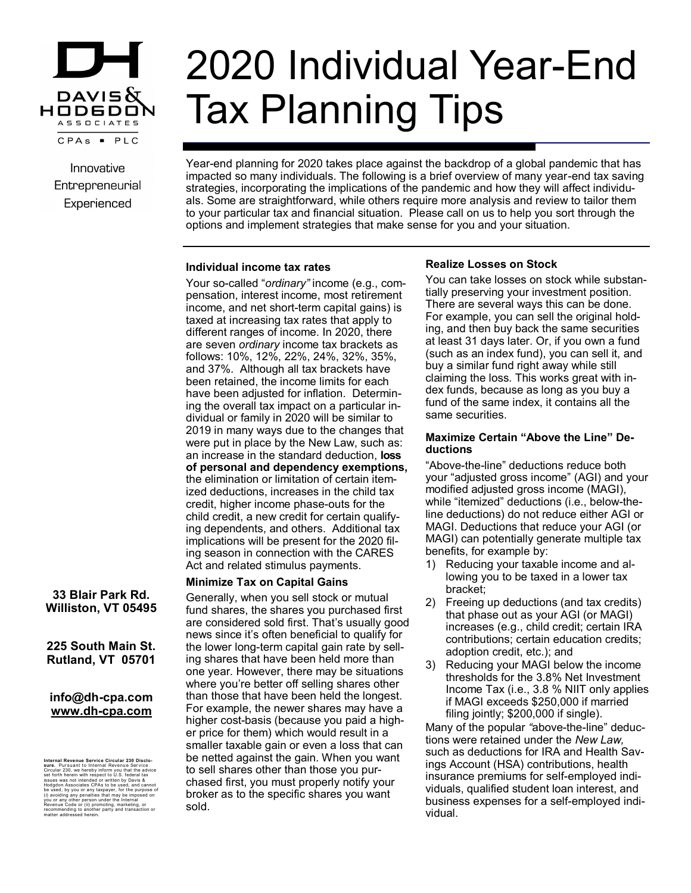DAVIS & HODGDON ASSOCIATES

CPAs • PLC

Innovative
Entrepreneurial
Experienced

# 2020 Individual Year-End Tax Planning Tips

Year-end planning for 2020 takes place against the backdrop of a global pandemic that has impacted so many individuals. The following is a brief overview of many year-end tax saving strategies, incorporating the implications of the pandemic and how they will affect individuals. Some are straightforward, while others require more analysis and review to tailor them to your particular tax and financial situation. Please call on us to help you sort through the options and implement strategies that make sense for you and your situation.

### Individual income tax rates

Your so-called "*ordinary"* income (e.g., compensation, interest income, most retirement income, and net short-term capital gains) is taxed at increasing tax rates that apply to different ranges of income. In 2020, there are seven *ordinary* income tax brackets as follows: 10%, 12%, 22%, 24%, 32%, 35%, and 37%. Although all tax brackets have been retained, the income limits for each have been adjusted for inflation. Determining the overall tax impact on a particular individual or family in 2020 will be similar to 2019 in many ways due to the changes that were put in place by the New Law, such as: an increase in the standard deduction, **loss of personal and dependency exemptions,** the elimination or limitation of certain itemized deductions, increases in the child tax credit, higher income phase-outs for the child credit, a new credit for certain qualifying dependents, and others. Additional tax implications will be present for the 2020 filing season in connection with the CARES Act and related stimulus payments.

### Minimize Tax on Capital Gains

Generally, when you sell stock or mutual fund shares, the shares you purchased first are considered sold first. That's usually good news since it's often beneficial to qualify for the lower long-term capital gain rate by selling shares that have been held more than one year. However, there may be situations where you're better off selling shares other than those that have been held the longest. For example, the newer shares may have a higher cost-basis (because you paid a higher price for them) which would result in a smaller taxable gain or even a loss that can be netted against the gain. When you want to sell shares other than those you purchased first, you must properly notify your broker as to the specific shares you want sold.

### Realize Losses on Stock

You can take losses on stock while substantially preserving your investment position. There are several ways this can be done. For example, you can sell the original holding, and then buy back the same securities at least 31 days later. Or, if you own a fund (such as an index fund), you can sell it, and buy a similar fund right away while still claiming the loss. This works great with index funds, because as long as you buy a fund of the same index, it contains all the same securities.

### Maximize Certain "Above the Line" Deductions

"Above-the-line" deductions reduce both your "adjusted gross income" (AGI) and your modified adjusted gross income (MAGI), while "itemized" deductions (i.e., below-the-line deductions) do not reduce either AGI or MAGI. Deductions that reduce your AGI (or MAGI) can potentially generate multiple tax benefits, for example by:

1) Reducing your taxable income and allowing you to be taxed in a lower tax bracket;
2) Freeing up deductions (and tax credits) that phase out as your AGI (or MAGI) increases (e.g., child credit; certain IRA contributions; certain education credits; adoption credit, etc.); and
3) Reducing your MAGI below the income thresholds for the 3.8% Net Investment Income Tax (i.e., 3.8 % NIIT only applies if MAGI exceeds $250,000 if married filing jointly; $200,000 if single).

Many of the popular *"*above-the-line" deductions were retained under the *New Law,* such as deductions for IRA and Health Savings Account (HSA) contributions, health insurance premiums for self-employed individuals, qualified student loan interest, and business expenses for a self-employed individual.

**33 Blair Park Rd.
Williston, VT 05495**

**225 South Main St.
Rutland, VT 05701**

**info@dh-cpa.com
www.dh-cpa.com**

**Internal Revenue Service Circular 230 Disclosure.** Pursuant to Internal Revenue Service Circular 230, we hereby inform you that the advice set forth herein with respect to U.S. federal tax issues was not intended or written by Davis & Hodgdon Associates CPAs to be used, and cannot be used, by you or any taxpayer, for the purpose of (i) avoiding any penalties that may be imposed on you or any other person under the Internal Revenue Code or (ii) promoting, marketing, or recommending to another party and transaction or matter addressed herein.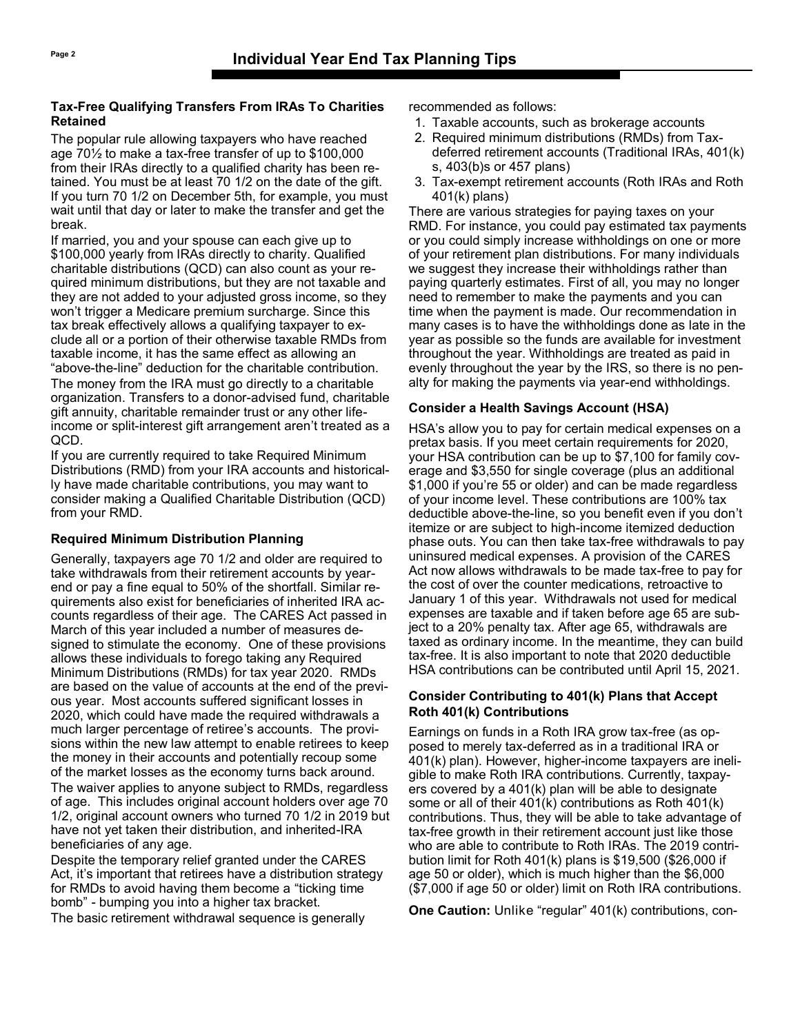## Individual Year End Tax Planning Tips

### Tax-Free Qualifying Transfers From IRAs To Charities Retained

The popular rule allowing taxpayers who have reached age 70½ to make a tax-free transfer of up to $100,000 from their IRAs directly to a qualified charity has been retained. You must be at least 70 1/2 on the date of the gift. If you turn 70 1/2 on December 5th, for example, you must wait until that day or later to make the transfer and get the break.

If married, you and your spouse can each give up to $100,000 yearly from IRAs directly to charity. Qualified charitable distributions (QCD) can also count as your required minimum distributions, but they are not taxable and they are not added to your adjusted gross income, so they won't trigger a Medicare premium surcharge. Since this tax break effectively allows a qualifying taxpayer to exclude all or a portion of their otherwise taxable RMDs from taxable income, it has the same effect as allowing an "above-the-line" deduction for the charitable contribution.

The money from the IRA must go directly to a charitable organization. Transfers to a donor-advised fund, charitable gift annuity, charitable remainder trust or any other life-income or split-interest gift arrangement aren't treated as a QCD.

If you are currently required to take Required Minimum Distributions (RMD) from your IRA accounts and historically have made charitable contributions, you may want to consider making a Qualified Charitable Distribution (QCD) from your RMD.

### Required Minimum Distribution Planning

Generally, taxpayers age 70 1/2 and older are required to take withdrawals from their retirement accounts by year-end or pay a fine equal to 50% of the shortfall. Similar requirements also exist for beneficiaries of inherited IRA accounts regardless of their age. The CARES Act passed in March of this year included a number of measures designed to stimulate the economy. One of these provisions allows these individuals to forego taking any Required Minimum Distributions (RMDs) for tax year 2020. RMDs are based on the value of accounts at the end of the previous year. Most accounts suffered significant losses in 2020, which could have made the required withdrawals a much larger percentage of retiree's accounts. The provisions within the new law attempt to enable retirees to keep the money in their accounts and potentially recoup some of the market losses as the economy turns back around.

The waiver applies to anyone subject to RMDs, regardless of age. This includes original account holders over age 70 1/2, original account owners who turned 70 1/2 in 2019 but have not yet taken their distribution, and inherited-IRA beneficiaries of any age.

Despite the temporary relief granted under the CARES Act, it's important that retirees have a distribution strategy for RMDs to avoid having them become a "ticking time bomb" - bumping you into a higher tax bracket.

The basic retirement withdrawal sequence is generally recommended as follows:

1. Taxable accounts, such as brokerage accounts
2. Required minimum distributions (RMDs) from Tax-deferred retirement accounts (Traditional IRAs, 401(k)s, 403(b)s or 457 plans)
3. Tax-exempt retirement accounts (Roth IRAs and Roth 401(k) plans)

There are various strategies for paying taxes on your RMD. For instance, you could pay estimated tax payments or you could simply increase withholdings on one or more of your retirement plan distributions. For many individuals we suggest they increase their withholdings rather than paying quarterly estimates. First of all, you may no longer need to remember to make the payments and you can time when the payment is made. Our recommendation in many cases is to have the withholdings done as late in the year as possible so the funds are available for investment throughout the year. Withholdings are treated as paid in evenly throughout the year by the IRS, so there is no penalty for making the payments via year-end withholdings.

### Consider a Health Savings Account (HSA)

HSA's allow you to pay for certain medical expenses on a pretax basis. If you meet certain requirements for 2020, your HSA contribution can be up to $7,100 for family coverage and $3,550 for single coverage (plus an additional $1,000 if you're 55 or older) and can be made regardless of your income level. These contributions are 100% tax deductible above-the-line, so you benefit even if you don't itemize or are subject to high-income itemized deduction phase outs. You can then take tax-free withdrawals to pay uninsured medical expenses. A provision of the CARES Act now allows withdrawals to be made tax-free to pay for the cost of over the counter medications, retroactive to January 1 of this year. Withdrawals not used for medical expenses are taxable and if taken before age 65 are subject to a 20% penalty tax. After age 65, withdrawals are taxed as ordinary income. In the meantime, they can build tax-free. It is also important to note that 2020 deductible HSA contributions can be contributed until April 15, 2021.

### Consider Contributing to 401(k) Plans that Accept Roth 401(k) Contributions

Earnings on funds in a Roth IRA grow tax-free (as opposed to merely tax-deferred as in a traditional IRA or 401(k) plan). However, higher-income taxpayers are ineligible to make Roth IRA contributions. Currently, taxpayers covered by a 401(k) plan will be able to designate some or all of their 401(k) contributions as Roth 401(k) contributions. Thus, they will be able to take advantage of tax-free growth in their retirement account just like those who are able to contribute to Roth IRAs. The 2019 contribution limit for Roth 401(k) plans is $19,500 ($26,000 if age 50 or older), which is much higher than the $6,000 ($7,000 if age 50 or older) limit on Roth IRA contributions.

**One Caution:** Unlike "regular" 401(k) contributions, con-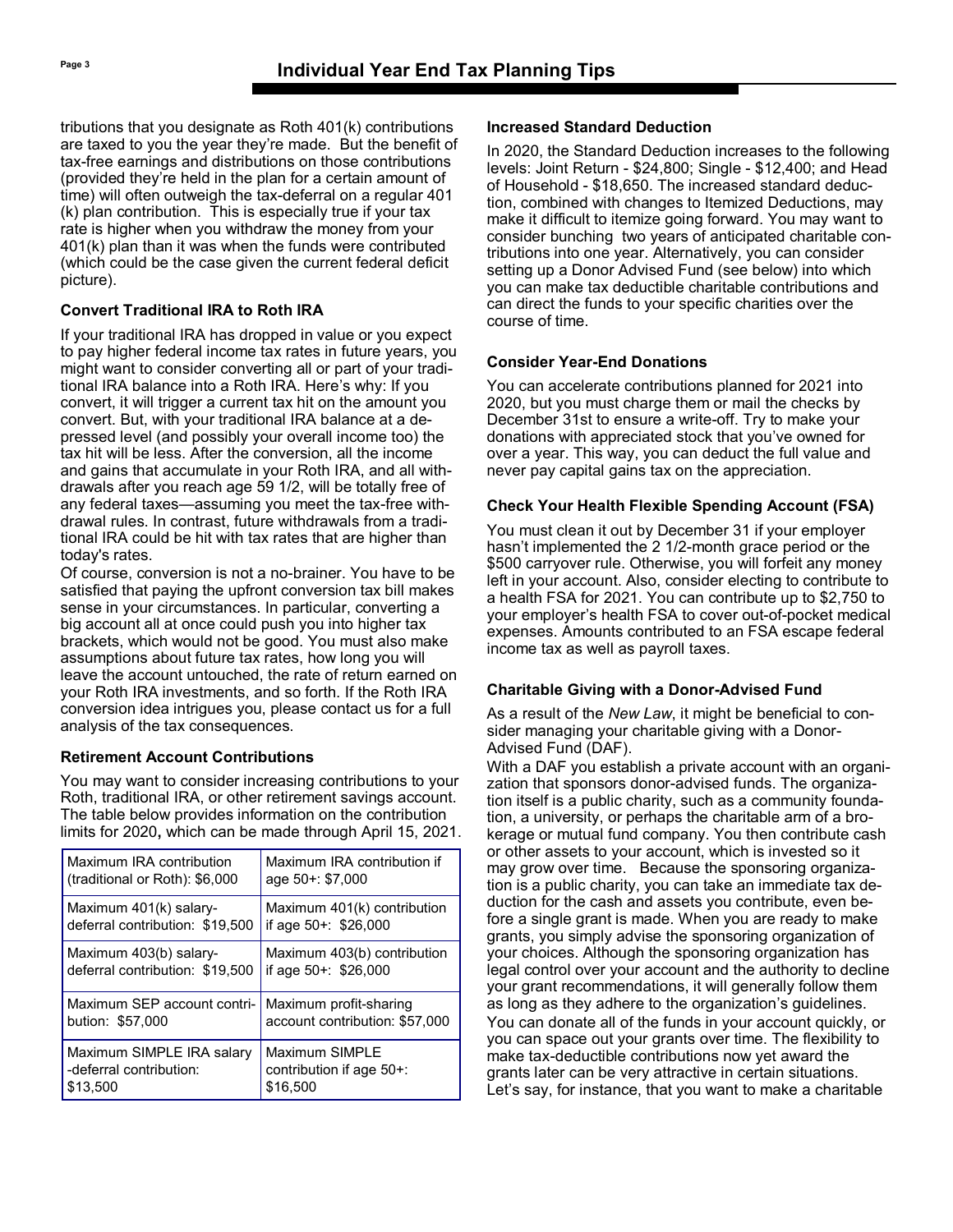tributions that you designate as Roth 401(k) contributions are taxed to you the year they're made. But the benefit of tax-free earnings and distributions on those contributions (provided they're held in the plan for a certain amount of time) will often outweigh the tax-deferral on a regular 401 (k) plan contribution. This is especially true if your tax rate is higher when you withdraw the money from your 401(k) plan than it was when the funds were contributed (which could be the case given the current federal deficit picture).

### Convert Traditional IRA to Roth IRA

If your traditional IRA has dropped in value or you expect to pay higher federal income tax rates in future years, you might want to consider converting all or part of your traditional IRA balance into a Roth IRA. Here's why: If you convert, it will trigger a current tax hit on the amount you convert. But, with your traditional IRA balance at a depressed level (and possibly your overall income too) the tax hit will be less. After the conversion, all the income and gains that accumulate in your Roth IRA, and all withdrawals after you reach age 59 1/2, will be totally free of any federal taxes—assuming you meet the tax-free withdrawal rules. In contrast, future withdrawals from a traditional IRA could be hit with tax rates that are higher than today's rates.

Of course, conversion is not a no-brainer. You have to be satisfied that paying the upfront conversion tax bill makes sense in your circumstances. In particular, converting a big account all at once could push you into higher tax brackets, which would not be good. You must also make assumptions about future tax rates, how long you will leave the account untouched, the rate of return earned on your Roth IRA investments, and so forth. If the Roth IRA conversion idea intrigues you, please contact us for a full analysis of the tax consequences.

### Retirement Account Contributions

You may want to consider increasing contributions to your Roth, traditional IRA, or other retirement savings account. The table below provides information on the contribution limits for 2020**,** which can be made through April 15, 2021.

| | |
|---|---|
| Maximum IRA contribution (traditional or Roth): $6,000 | Maximum IRA contribution if age 50+: $7,000 |
| Maximum 401(k) salary-deferral contribution: $19,500 | Maximum 401(k) contribution if age 50+: $26,000 |
| Maximum 403(b) salary-deferral contribution: $19,500 | Maximum 403(b) contribution if age 50+: $26,000 |
| Maximum SEP account contribution: $57,000 | Maximum profit-sharing account contribution: $57,000 |
| Maximum SIMPLE IRA salary-deferral contribution: $13,500 | Maximum SIMPLE contribution if age 50+: $16,500 |

### Increased Standard Deduction

In 2020, the Standard Deduction increases to the following levels: Joint Return - $24,800; Single - $12,400; and Head of Household - $18,650. The increased standard deduction, combined with changes to Itemized Deductions, may make it difficult to itemize going forward. You may want to consider bunching two years of anticipated charitable contributions into one year. Alternatively, you can consider setting up a Donor Advised Fund (see below) into which you can make tax deductible charitable contributions and can direct the funds to your specific charities over the course of time.

### Consider Year-End Donations

You can accelerate contributions planned for 2021 into 2020, but you must charge them or mail the checks by December 31st to ensure a write-off. Try to make your donations with appreciated stock that you've owned for over a year. This way, you can deduct the full value and never pay capital gains tax on the appreciation.

### Check Your Health Flexible Spending Account (FSA)

You must clean it out by December 31 if your employer hasn't implemented the 2 1/2-month grace period or the $500 carryover rule. Otherwise, you will forfeit any money left in your account. Also, consider electing to contribute to a health FSA for 2021. You can contribute up to $2,750 to your employer's health FSA to cover out-of-pocket medical expenses. Amounts contributed to an FSA escape federal income tax as well as payroll taxes.

### Charitable Giving with a Donor-Advised Fund

As a result of the *New Law*, it might be beneficial to consider managing your charitable giving with a Donor-Advised Fund (DAF).

With a DAF you establish a private account with an organization that sponsors donor-advised funds. The organization itself is a public charity, such as a community foundation, a university, or perhaps the charitable arm of a brokerage or mutual fund company. You then contribute cash or other assets to your account, which is invested so it may grow over time. Because the sponsoring organization is a public charity, you can take an immediate tax deduction for the cash and assets you contribute, even before a single grant is made. When you are ready to make grants, you simply advise the sponsoring organization of your choices. Although the sponsoring organization has legal control over your account and the authority to decline your grant recommendations, it will generally follow them as long as they adhere to the organization's guidelines.

You can donate all of the funds in your account quickly, or you can space out your grants over time. The flexibility to make tax-deductible contributions now yet award the grants later can be very attractive in certain situations. Let's say, for instance, that you want to make a charitable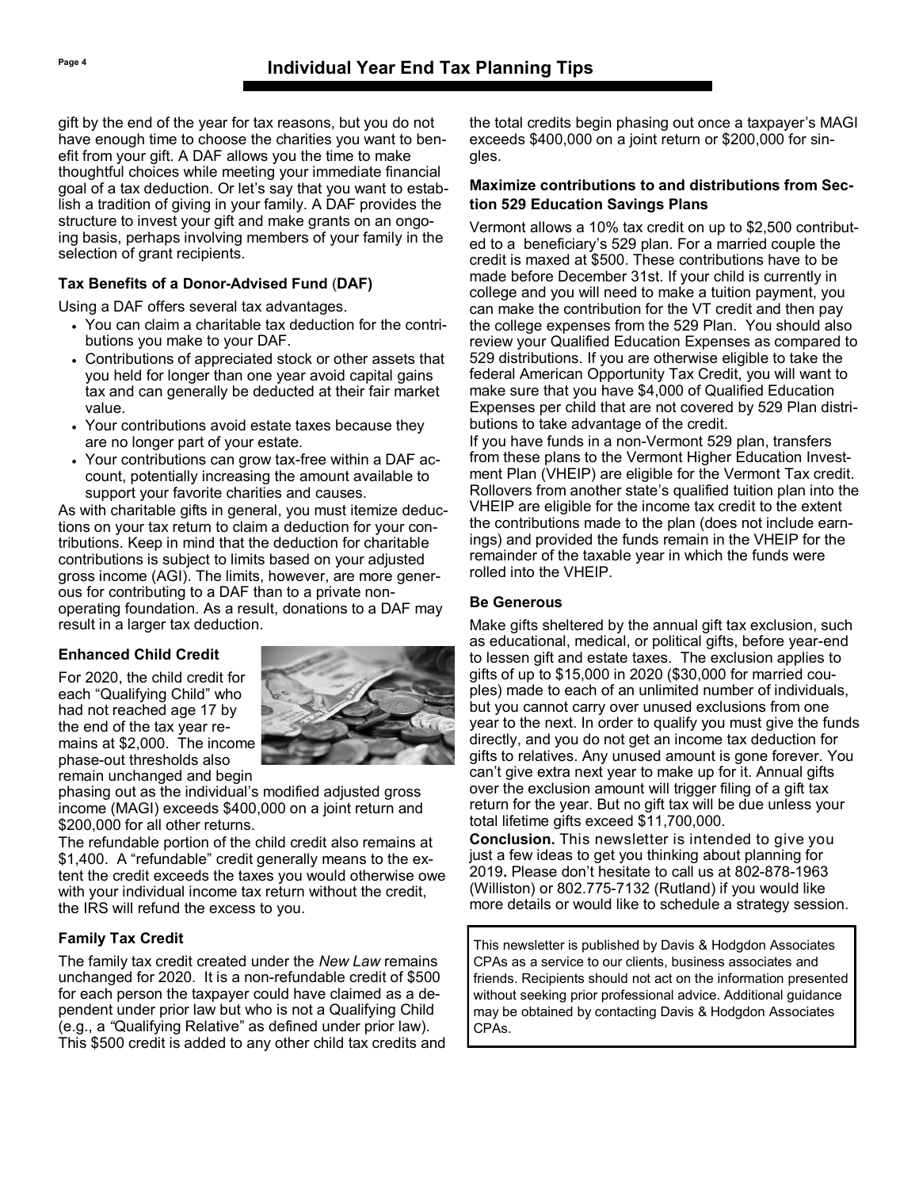gift by the end of the year for tax reasons, but you do not have enough time to choose the charities you want to benefit from your gift. A DAF allows you the time to make thoughtful choices while meeting your immediate financial goal of a tax deduction. Or let's say that you want to establish a tradition of giving in your family. A DAF provides the structure to invest your gift and make grants on an ongoing basis, perhaps involving members of your family in the selection of grant recipients.

### Tax Benefits of a Donor-Advised Fund (DAF)

Using a DAF offers several tax advantages.

- You can claim a charitable tax deduction for the contributions you make to your DAF.
- Contributions of appreciated stock or other assets that you held for longer than one year avoid capital gains tax and can generally be deducted at their fair market value.
- Your contributions avoid estate taxes because they are no longer part of your estate.
- Your contributions can grow tax-free within a DAF account, potentially increasing the amount available to support your favorite charities and causes.

As with charitable gifts in general, you must itemize deductions on your tax return to claim a deduction for your contributions. Keep in mind that the deduction for charitable contributions is subject to limits based on your adjusted gross income (AGI). The limits, however, are more generous for contributing to a DAF than to a private non-operating foundation. As a result, donations to a DAF may result in a larger tax deduction.

### Enhanced Child Credit

For 2020, the child credit for each "Qualifying Child" who had not reached age 17 by the end of the tax year remains at $2,000. The income phase-out thresholds also remain unchanged and begin phasing out as the individual's modified adjusted gross income (MAGI) exceeds $400,000 on a joint return and $200,000 for all other returns.

The refundable portion of the child credit also remains at $1,400. A "refundable" credit generally means to the extent the credit exceeds the taxes you would otherwise owe with your individual income tax return without the credit, the IRS will refund the excess to you.

### Family Tax Credit

The family tax credit created under the *New Law* remains unchanged for 2020. It is a non-refundable credit of $500 for each person the taxpayer could have claimed as a dependent under prior law but who is not a Qualifying Child (e.g., a "Qualifying Relative" as defined under prior law). This $500 credit is added to any other child tax credits and the total credits begin phasing out once a taxpayer's MAGI exceeds $400,000 on a joint return or $200,000 for singles.

### Maximize contributions to and distributions from Section 529 Education Savings Plans

Vermont allows a 10% tax credit on up to $2,500 contributed to a beneficiary's 529 plan. For a married couple the credit is maxed at $500. These contributions have to be made before December 31st. If your child is currently in college and you will need to make a tuition payment, you can make the contribution for the VT credit and then pay the college expenses from the 529 Plan. You should also review your Qualified Education Expenses as compared to 529 distributions. If you are otherwise eligible to take the federal American Opportunity Tax Credit, you will want to make sure that you have $4,000 of Qualified Education Expenses per child that are not covered by 529 Plan distributions to take advantage of the credit.

If you have funds in a non-Vermont 529 plan, transfers from these plans to the Vermont Higher Education Investment Plan (VHEIP) are eligible for the Vermont Tax credit. Rollovers from another state's qualified tuition plan into the VHEIP are eligible for the income tax credit to the extent the contributions made to the plan (does not include earnings) and provided the funds remain in the VHEIP for the remainder of the taxable year in which the funds were rolled into the VHEIP.

### Be Generous

Make gifts sheltered by the annual gift tax exclusion, such as educational, medical, or political gifts, before year-end to lessen gift and estate taxes. The exclusion applies to gifts of up to $15,000 in 2020 ($30,000 for married couples) made to each of an unlimited number of individuals, but you cannot carry over unused exclusions from one year to the next. In order to qualify you must give the funds directly, and you do not get an income tax deduction for gifts to relatives. Any unused amount is gone forever. You can't give extra next year to make up for it. Annual gifts over the exclusion amount will trigger filing of a gift tax return for the year. But no gift tax will be due unless your total lifetime gifts exceed $11,700,000.

**Conclusion.** This newsletter is intended to give you just a few ideas to get you thinking about planning for 2019. Please don't hesitate to call us at 802-878-1963 (Williston) or 802.775-7132 (Rutland) if you would like more details or would like to schedule a strategy session.

This newsletter is published by Davis & Hodgdon Associates CPAs as a service to our clients, business associates and friends. Recipients should not act on the information presented without seeking prior professional advice. Additional guidance may be obtained by contacting Davis & Hodgdon Associates CPAs.